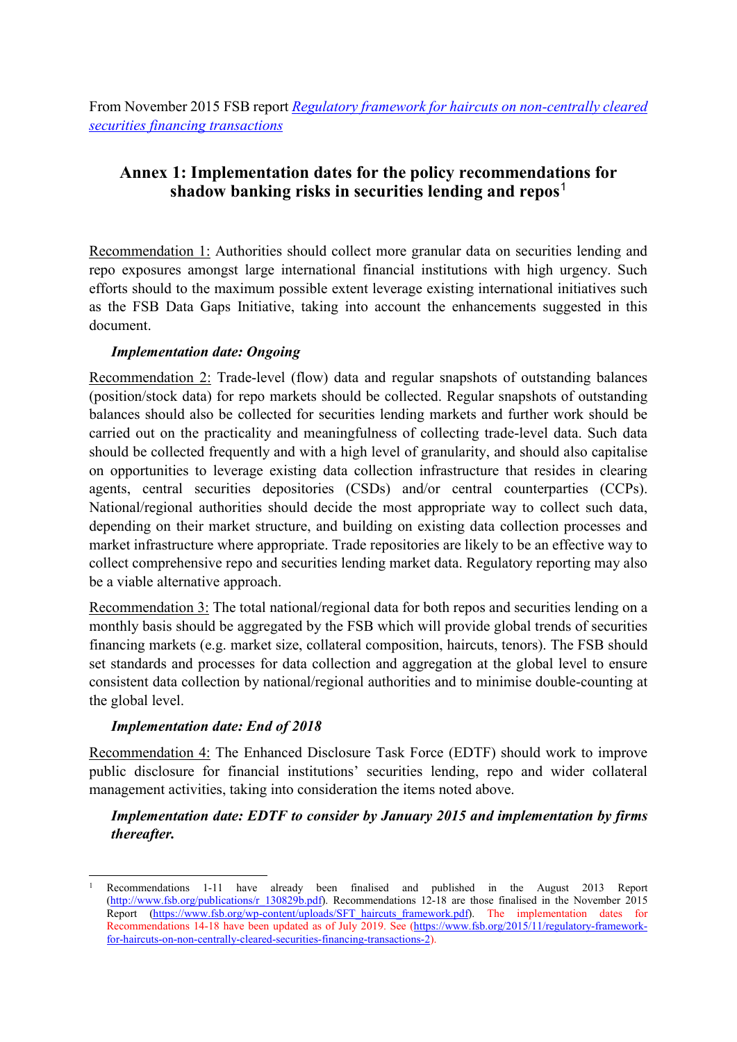From November 2015 FSB report [*Regulatory framework for haircuts on non-centrally cleared securities financing transactions*](https://www.fsb.org/wp-content/uploads/SFT_haircuts_framework.pdf)

## Annex 1: Implementation dates for the policy recommendations for shadow banking risks in securities lending and repos[1]

Recommendation 1: Authorities should collect more granular data on securities lending and repo exposures amongst large international financial institutions with high urgency. Such efforts should to the maximum possible extent leverage existing international initiatives such as the FSB Data Gaps Initiative, taking into account the enhancements suggested in this document.

***Implementation date: Ongoing***

Recommendation 2: Trade-level (flow) data and regular snapshots of outstanding balances (position/stock data) for repo markets should be collected. Regular snapshots of outstanding balances should also be collected for securities lending markets and further work should be carried out on the practicality and meaningfulness of collecting trade-level data. Such data should be collected frequently and with a high level of granularity, and should also capitalise on opportunities to leverage existing data collection infrastructure that resides in clearing agents, central securities depositories (CSDs) and/or central counterparties (CCPs). National/regional authorities should decide the most appropriate way to collect such data, depending on their market structure, and building on existing data collection processes and market infrastructure where appropriate. Trade repositories are likely to be an effective way to collect comprehensive repo and securities lending market data. Regulatory reporting may also be a viable alternative approach.

Recommendation 3: The total national/regional data for both repos and securities lending on a monthly basis should be aggregated by the FSB which will provide global trends of securities financing markets (e.g. market size, collateral composition, haircuts, tenors). The FSB should set standards and processes for data collection and aggregation at the global level to ensure consistent data collection by national/regional authorities and to minimise double-counting at the global level.

***Implementation date: End of 2018***

Recommendation 4: The Enhanced Disclosure Task Force (EDTF) should work to improve public disclosure for financial institutions' securities lending, repo and wider collateral management activities, taking into consideration the items noted above.

***Implementation date: EDTF to consider by January 2015 and implementation by firms thereafter.***

---

[1] Recommendations 1-11 have already been finalised and published in the August 2013 Report (http://www.fsb.org/publications/r_130829b.pdf). Recommendations 12-18 are those finalised in the November 2015 Report (https://www.fsb.org/wp-content/uploads/SFT_haircuts_framework.pdf). The implementation dates for Recommendations 14-18 have been updated as of July 2019. See (https://www.fsb.org/2015/11/regulatory-framework-for-haircuts-on-non-centrally-cleared-securities-financing-transactions-2).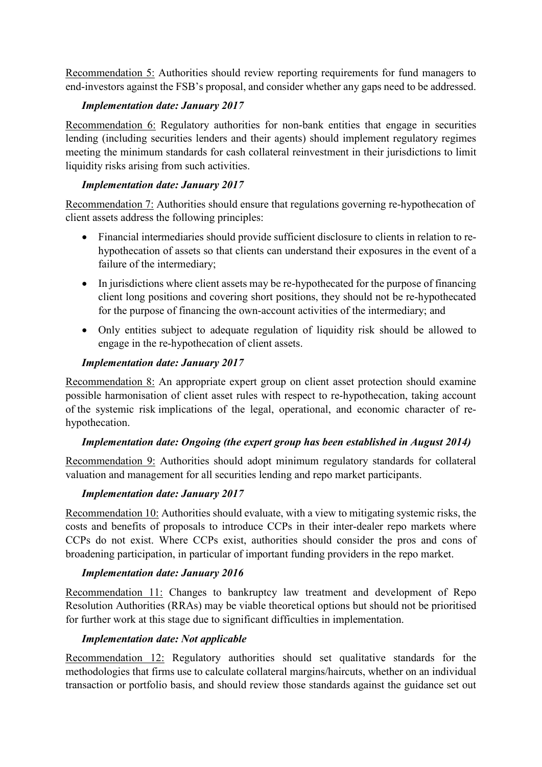Recommendation 5: Authorities should review reporting requirements for fund managers to end-investors against the FSB's proposal, and consider whether any gaps need to be addressed.

***Implementation date: January 2017***

Recommendation 6: Regulatory authorities for non-bank entities that engage in securities lending (including securities lenders and their agents) should implement regulatory regimes meeting the minimum standards for cash collateral reinvestment in their jurisdictions to limit liquidity risks arising from such activities.

***Implementation date: January 2017***

Recommendation 7: Authorities should ensure that regulations governing re-hypothecation of client assets address the following principles:

- Financial intermediaries should provide sufficient disclosure to clients in relation to re-hypothecation of assets so that clients can understand their exposures in the event of a failure of the intermediary;
- In jurisdictions where client assets may be re-hypothecated for the purpose of financing client long positions and covering short positions, they should not be re-hypothecated for the purpose of financing the own-account activities of the intermediary; and
- Only entities subject to adequate regulation of liquidity risk should be allowed to engage in the re-hypothecation of client assets.

***Implementation date: January 2017***

Recommendation 8: An appropriate expert group on client asset protection should examine possible harmonisation of client asset rules with respect to re-hypothecation, taking account of the systemic risk implications of the legal, operational, and economic character of re-hypothecation.

***Implementation date: Ongoing (the expert group has been established in August 2014)***

Recommendation 9: Authorities should adopt minimum regulatory standards for collateral valuation and management for all securities lending and repo market participants.

***Implementation date: January 2017***

Recommendation 10: Authorities should evaluate, with a view to mitigating systemic risks, the costs and benefits of proposals to introduce CCPs in their inter-dealer repo markets where CCPs do not exist. Where CCPs exist, authorities should consider the pros and cons of broadening participation, in particular of important funding providers in the repo market.

***Implementation date: January 2016***

Recommendation 11: Changes to bankruptcy law treatment and development of Repo Resolution Authorities (RRAs) may be viable theoretical options but should not be prioritised for further work at this stage due to significant difficulties in implementation.

***Implementation date: Not applicable***

Recommendation 12: Regulatory authorities should set qualitative standards for the methodologies that firms use to calculate collateral margins/haircuts, whether on an individual transaction or portfolio basis, and should review those standards against the guidance set out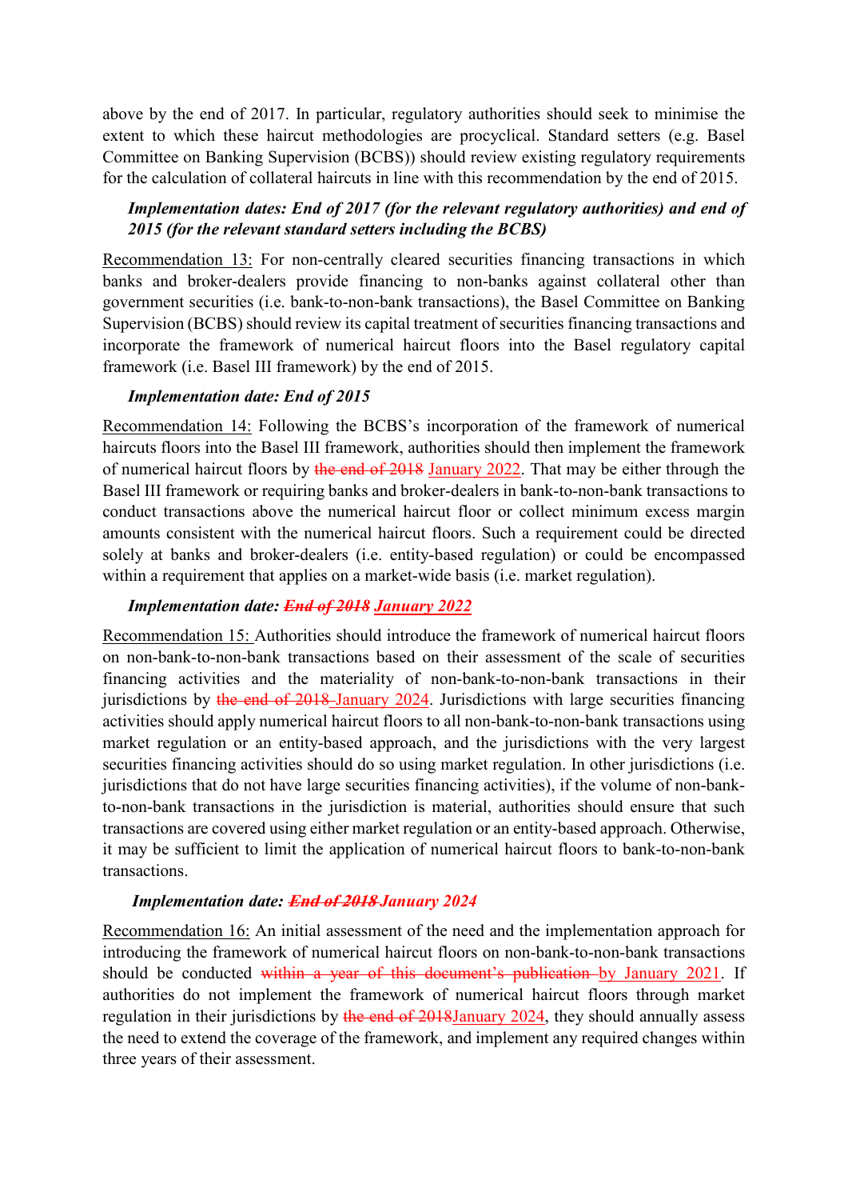above by the end of 2017. In particular, regulatory authorities should seek to minimise the extent to which these haircut methodologies are procyclical. Standard setters (e.g. Basel Committee on Banking Supervision (BCBS)) should review existing regulatory requirements for the calculation of collateral haircuts in line with this recommendation by the end of 2015.

***Implementation dates: End of 2017 (for the relevant regulatory authorities) and end of 2015 (for the relevant standard setters including the BCBS)***

Recommendation 13: For non-centrally cleared securities financing transactions in which banks and broker-dealers provide financing to non-banks against collateral other than government securities (i.e. bank-to-non-bank transactions), the Basel Committee on Banking Supervision (BCBS) should review its capital treatment of securities financing transactions and incorporate the framework of numerical haircut floors into the Basel regulatory capital framework (i.e. Basel III framework) by the end of 2015.

***Implementation date: End of 2015***

Recommendation 14: Following the BCBS's incorporation of the framework of numerical haircuts floors into the Basel III framework, authorities should then implement the framework of numerical haircut floors by ~~the end of 2018~~ January 2022. That may be either through the Basel III framework or requiring banks and broker-dealers in bank-to-non-bank transactions to conduct transactions above the numerical haircut floor or collect minimum excess margin amounts consistent with the numerical haircut floors. Such a requirement could be directed solely at banks and broker-dealers (i.e. entity-based regulation) or could be encompassed within a requirement that applies on a market-wide basis (i.e. market regulation).

***Implementation date: ~~End of 2018~~ January 2022***

Recommendation 15: Authorities should introduce the framework of numerical haircut floors on non-bank-to-non-bank transactions based on their assessment of the scale of securities financing activities and the materiality of non-bank-to-non-bank transactions in their jurisdictions by ~~the end of 2018~~ January 2024. Jurisdictions with large securities financing activities should apply numerical haircut floors to all non-bank-to-non-bank transactions using market regulation or an entity-based approach, and the jurisdictions with the very largest securities financing activities should do so using market regulation. In other jurisdictions (i.e. jurisdictions that do not have large securities financing activities), if the volume of non-bank-to-non-bank transactions in the jurisdiction is material, authorities should ensure that such transactions are covered using either market regulation or an entity-based approach. Otherwise, it may be sufficient to limit the application of numerical haircut floors to bank-to-non-bank transactions.

***Implementation date: ~~End of 2018~~ January 2024***

Recommendation 16: An initial assessment of the need and the implementation approach for introducing the framework of numerical haircut floors on non-bank-to-non-bank transactions should be conducted ~~within a year of this document's publication~~ by January 2021. If authorities do not implement the framework of numerical haircut floors through market regulation in their jurisdictions by ~~the end of 2018~~January 2024, they should annually assess the need to extend the coverage of the framework, and implement any required changes within three years of their assessment.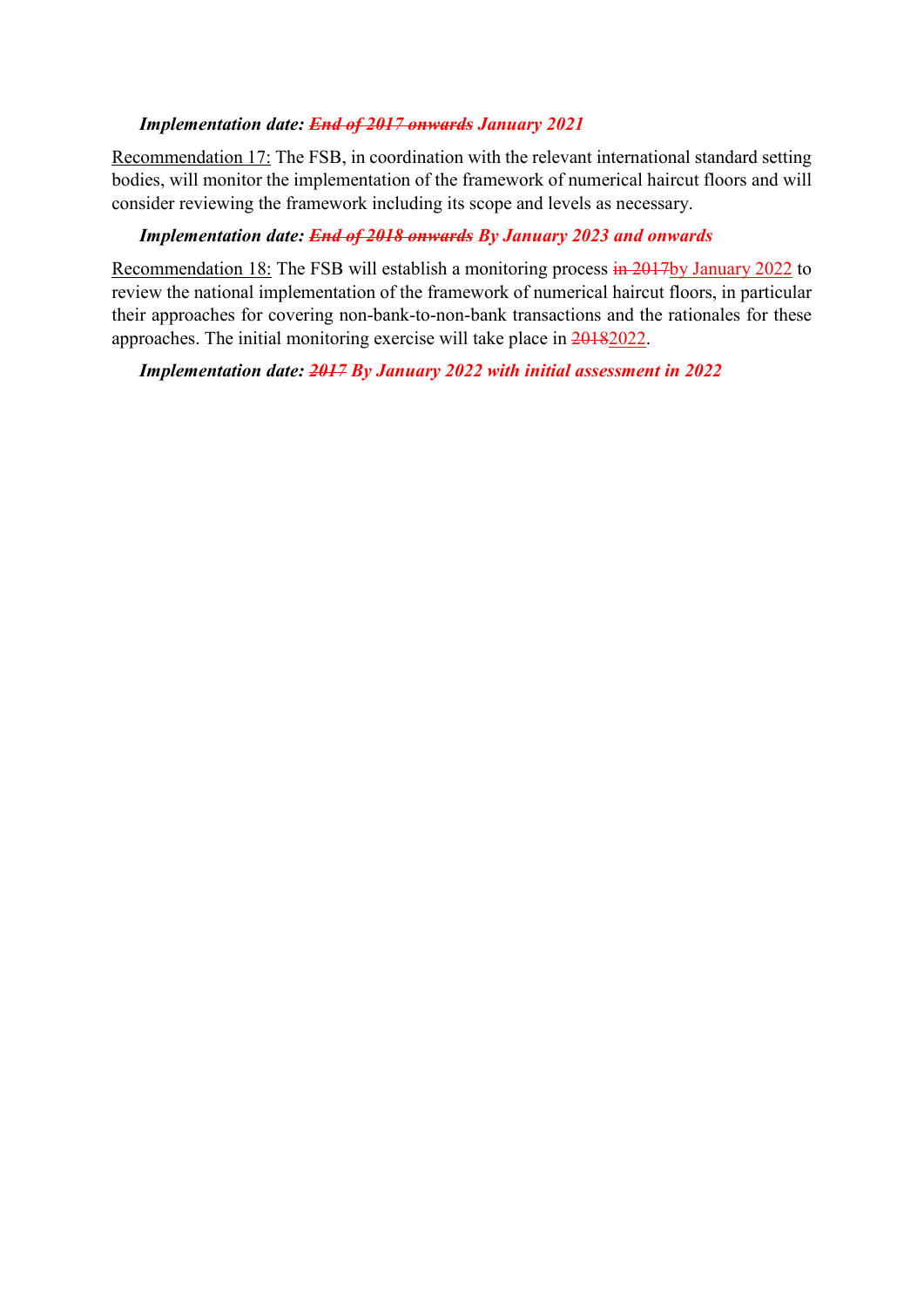***Implementation date:*** ***~~End of 2017 onwards~~ January 2021***

Recommendation 17: The FSB, in coordination with the relevant international standard setting bodies, will monitor the implementation of the framework of numerical haircut floors and will consider reviewing the framework including its scope and levels as necessary.

***Implementation date:*** ***~~End of 2018 onwards~~ By January 2023 and onwards***

Recommendation 18: The FSB will establish a monitoring process ~~in 2017~~by January 2022 to review the national implementation of the framework of numerical haircut floors, in particular their approaches for covering non-bank-to-non-bank transactions and the rationales for these approaches. The initial monitoring exercise will take place in ~~2018~~2022.

***Implementation date:*** ***~~2017~~ By January 2022 with initial assessment in 2022***